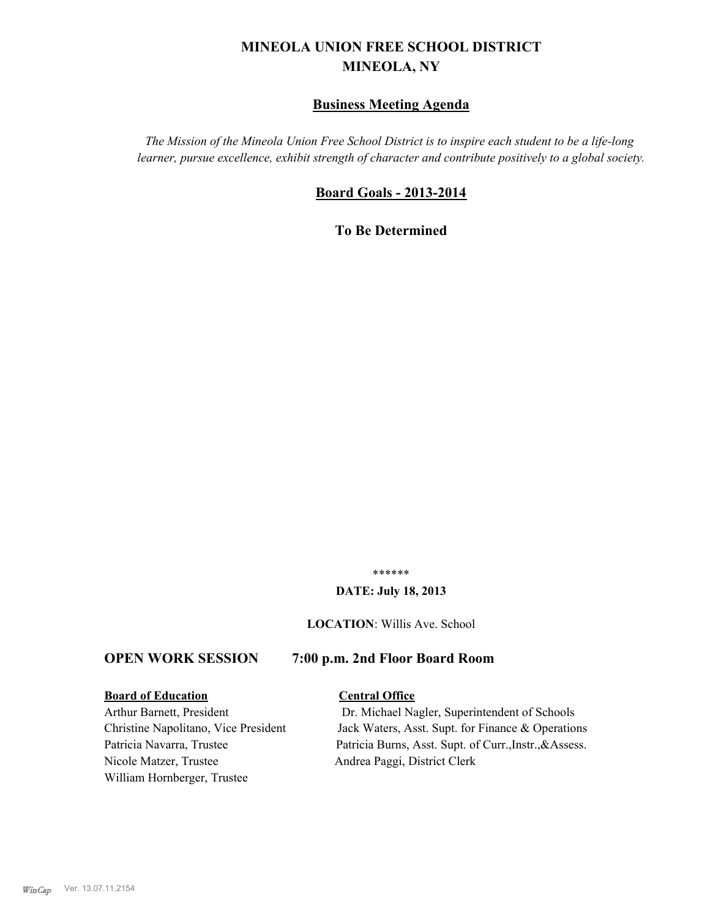# MINEOLA UNION FREE SCHOOL DISTRICT
# MINEOLA, NY

## Business Meeting Agenda

*The Mission of the Mineola Union Free School District is to inspire each student to be a life-long learner, pursue excellence, exhibit strength of character and contribute positively to a global society.*

## Board Goals - 2013-2014

**To Be Determined**

******

**DATE: July 18, 2013**

**LOCATION**: Willis Ave. School

## OPEN WORK SESSION 7:00 p.m. 2nd Floor Board Room

**Board of Education**

Arthur Barnett, President
Christine Napolitano, Vice President
Patricia Navarra, Trustee
Nicole Matzer, Trustee
William Hornberger, Trustee

**Central Office**

Dr. Michael Nagler, Superintendent of Schools
Jack Waters, Asst. Supt. for Finance & Operations
Patricia Burns, Asst. Supt. of Curr.,Instr.,&Assess.
Andrea Paggi, District Clerk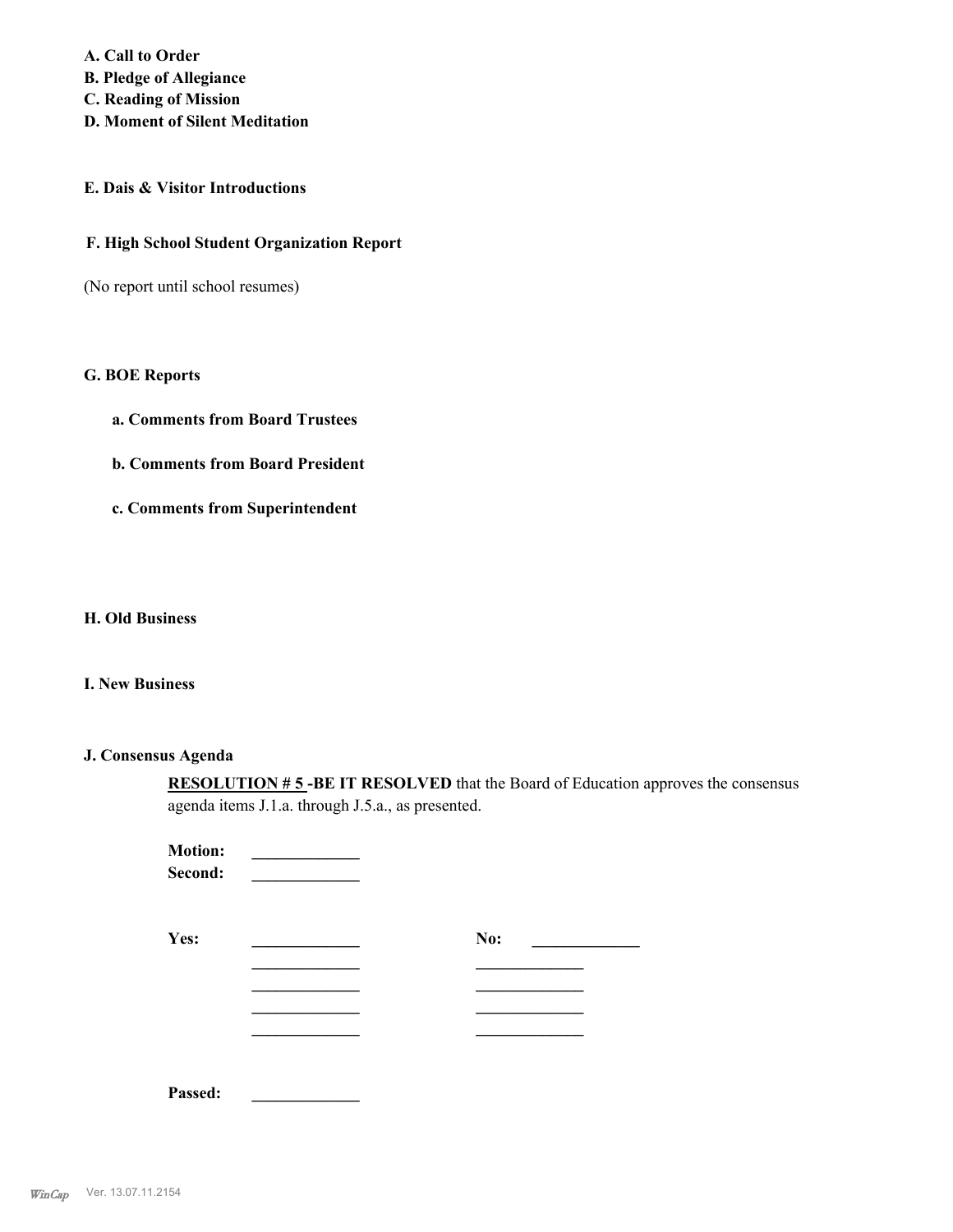**A. Call to Order**
**B. Pledge of Allegiance**
**C. Reading of Mission**
**D. Moment of Silent Meditation**

**E. Dais & Visitor Introductions**

**F. High School Student Organization Report**

(No report until school resumes)

**G. BOE Reports**

**a. Comments from Board Trustees**

**b. Comments from Board President**

**c. Comments from Superintendent**

**H. Old Business**

**I. New Business**

**J. Consensus Agenda**

**RESOLUTION # 5 -BE IT RESOLVED** that the Board of Education approves the consensus agenda items J.1.a. through J.5.a., as presented.

**Motion:** _____________
**Second:** _____________

**Yes:** _____________ **No:** _____________
_____________ _____________
_____________ _____________
_____________ _____________
_____________ _____________

**Passed:** _____________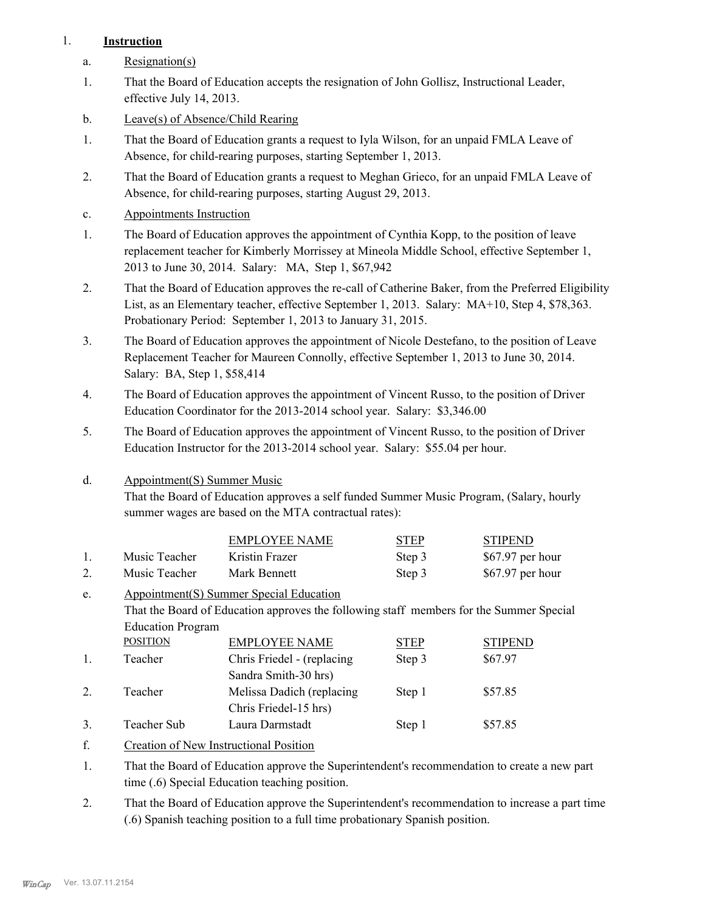1. **Instruction**

a. Resignation(s)

1. That the Board of Education accepts the resignation of John Gollisz, Instructional Leader, effective July 14, 2013.

b. Leave(s) of Absence/Child Rearing

1. That the Board of Education grants a request to Iyla Wilson, for an unpaid FMLA Leave of Absence, for child-rearing purposes, starting September 1, 2013.
2. That the Board of Education grants a request to Meghan Grieco, for an unpaid FMLA Leave of Absence, for child-rearing purposes, starting August 29, 2013.

c. Appointments Instruction

1. The Board of Education approves the appointment of Cynthia Kopp, to the position of leave replacement teacher for Kimberly Morrissey at Mineola Middle School, effective September 1, 2013 to June 30, 2014. Salary: MA, Step 1, $67,942
2. That the Board of Education approves the re-call of Catherine Baker, from the Preferred Eligibility List, as an Elementary teacher, effective September 1, 2013. Salary: MA+10, Step 4, $78,363. Probationary Period: September 1, 2013 to January 31, 2015.
3. The Board of Education approves the appointment of Nicole Destefano, to the position of Leave Replacement Teacher for Maureen Connolly, effective September 1, 2013 to June 30, 2014. Salary: BA, Step 1, $58,414
4. The Board of Education approves the appointment of Vincent Russo, to the position of Driver Education Coordinator for the 2013-2014 school year. Salary: $3,346.00
5. The Board of Education approves the appointment of Vincent Russo, to the position of Driver Education Instructor for the 2013-2014 school year. Salary: $55.04 per hour.

d. Appointment(S) Summer Music

That the Board of Education approves a self funded Summer Music Program, (Salary, hourly summer wages are based on the MTA contractual rates):

| | | EMPLOYEE NAME | STEP | STIPEND |
|---|---|---|---|---|
| 1. | Music Teacher | Kristin Frazer | Step 3 | $67.97 per hour |
| 2. | Music Teacher | Mark Bennett | Step 3 | $67.97 per hour |

e. Appointment(S) Summer Special Education

That the Board of Education approves the following staff members for the Summer Special Education Program

| | POSITION | EMPLOYEE NAME | STEP | STIPEND |
|---|---|---|---|---|
| 1. | Teacher | Chris Friedel - (replacing Sandra Smith-30 hrs) | Step 3 | $67.97 |
| 2. | Teacher | Melissa Dadich (replacing Chris Friedel-15 hrs) | Step 1 | $57.85 |
| 3. | Teacher Sub | Laura Darmstadt | Step 1 | $57.85 |

f. Creation of New Instructional Position

1. That the Board of Education approve the Superintendent's recommendation to create a new part time (.6) Special Education teaching position.
2. That the Board of Education approve the Superintendent's recommendation to increase a part time (.6) Spanish teaching position to a full time probationary Spanish position.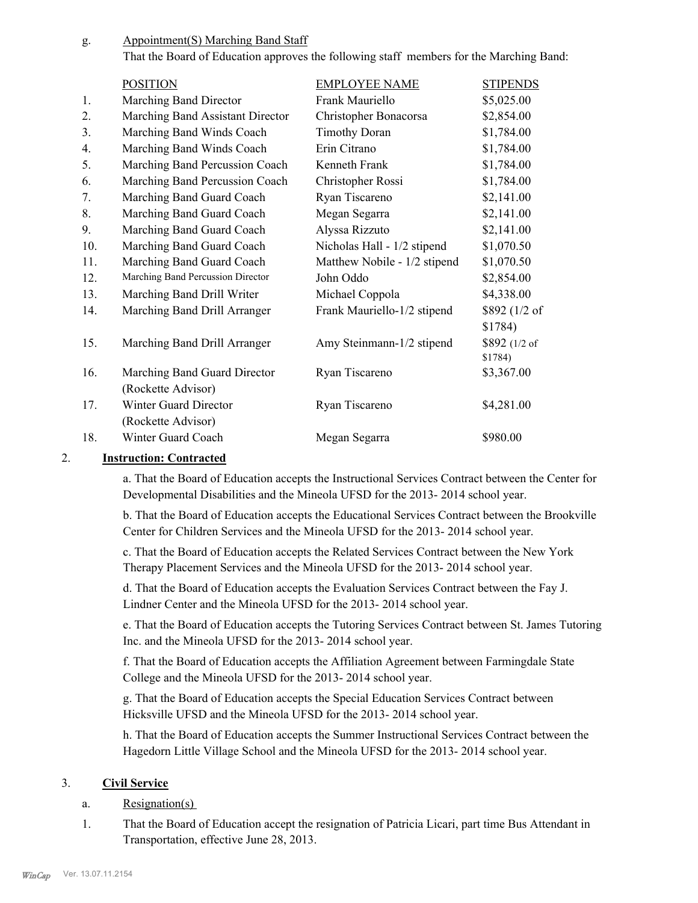g. Appointment(S) Marching Band Staff

That the Board of Education approves the following staff members for the Marching Band:

| | POSITION | EMPLOYEE NAME | STIPENDS |
|---|---|---|---|
| 1. | Marching Band Director | Frank Mauriello | $5,025.00 |
| 2. | Marching Band Assistant Director | Christopher Bonacorsa | $2,854.00 |
| 3. | Marching Band Winds Coach | Timothy Doran | $1,784.00 |
| 4. | Marching Band Winds Coach | Erin Citrano | $1,784.00 |
| 5. | Marching Band Percussion Coach | Kenneth Frank | $1,784.00 |
| 6. | Marching Band Percussion Coach | Christopher Rossi | $1,784.00 |
| 7. | Marching Band Guard Coach | Ryan Tiscareno | $2,141.00 |
| 8. | Marching Band Guard Coach | Megan Segarra | $2,141.00 |
| 9. | Marching Band Guard Coach | Alyssa Rizzuto | $2,141.00 |
| 10. | Marching Band Guard Coach | Nicholas Hall - 1/2 stipend | $1,070.50 |
| 11. | Marching Band Guard Coach | Matthew Nobile - 1/2 stipend | $1,070.50 |
| 12. | Marching Band Percussion Director | John Oddo | $2,854.00 |
| 13. | Marching Band Drill Writer | Michael Coppola | $4,338.00 |
| 14. | Marching Band Drill Arranger | Frank Mauriello-1/2 stipend | $892 (1/2 of $1784) |
| 15. | Marching Band Drill Arranger | Amy Steinmann-1/2 stipend | $892 (1/2 of $1784) |
| 16. | Marching Band Guard Director (Rockette Advisor) | Ryan Tiscareno | $3,367.00 |
| 17. | Winter Guard Director (Rockette Advisor) | Ryan Tiscareno | $4,281.00 |
| 18. | Winter Guard Coach | Megan Segarra | $980.00 |

## 2. Instruction: Contracted

a. That the Board of Education accepts the Instructional Services Contract between the Center for Developmental Disabilities and the Mineola UFSD for the 2013- 2014 school year.

b. That the Board of Education accepts the Educational Services Contract between the Brookville Center for Children Services and the Mineola UFSD for the 2013- 2014 school year.

c. That the Board of Education accepts the Related Services Contract between the New York Therapy Placement Services and the Mineola UFSD for the 2013- 2014 school year.

d. That the Board of Education accepts the Evaluation Services Contract between the Fay J. Lindner Center and the Mineola UFSD for the 2013- 2014 school year.

e. That the Board of Education accepts the Tutoring Services Contract between St. James Tutoring Inc. and the Mineola UFSD for the 2013- 2014 school year.

f. That the Board of Education accepts the Affiliation Agreement between Farmingdale State College and the Mineola UFSD for the 2013- 2014 school year.

g. That the Board of Education accepts the Special Education Services Contract between Hicksville UFSD and the Mineola UFSD for the 2013- 2014 school year.

h. That the Board of Education accepts the Summer Instructional Services Contract between the Hagedorn Little Village School and the Mineola UFSD for the 2013- 2014 school year.

## 3. Civil Service

a. Resignation(s)

1. That the Board of Education accept the resignation of Patricia Licari, part time Bus Attendant in Transportation, effective June 28, 2013.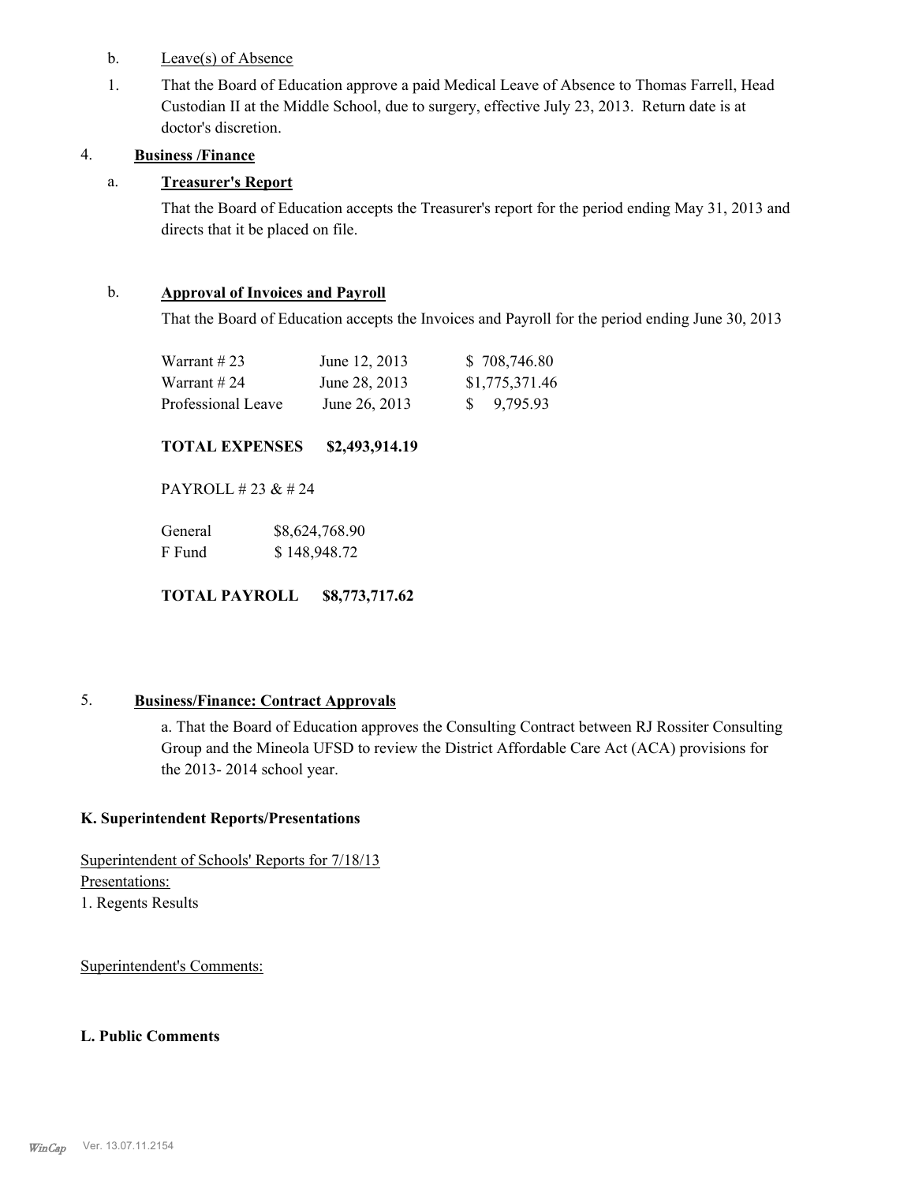b. Leave(s) of Absence

1. That the Board of Education approve a paid Medical Leave of Absence to Thomas Farrell, Head Custodian II at the Middle School, due to surgery, effective July 23, 2013. Return date is at doctor's discretion.

4. **Business /Finance**

a. **Treasurer's Report**

That the Board of Education accepts the Treasurer's report for the period ending May 31, 2013 and directs that it be placed on file.

b. **Approval of Invoices and Payroll**

That the Board of Education accepts the Invoices and Payroll for the period ending June 30, 2013

| | | |
|---|---|---|
| Warrant # 23 | June 12, 2013 | $ 708,746.80 |
| Warrant # 24 | June 28, 2013 | $1,775,371.46 |
| Professional Leave | June 26, 2013 | $ 9,795.93 |

**TOTAL EXPENSES $2,493,914.19**

PAYROLL # 23 & # 24

| | |
|---|---|
| General | $8,624,768.90 |
| F Fund | $ 148,948.72 |

**TOTAL PAYROLL $8,773,717.62**

5. **Business/Finance: Contract Approvals**

a. That the Board of Education approves the Consulting Contract between RJ Rossiter Consulting Group and the Mineola UFSD to review the District Affordable Care Act (ACA) provisions for the 2013- 2014 school year.

**K. Superintendent Reports/Presentations**

Superintendent of Schools' Reports for 7/18/13
Presentations:
1. Regents Results

Superintendent's Comments:

**L. Public Comments**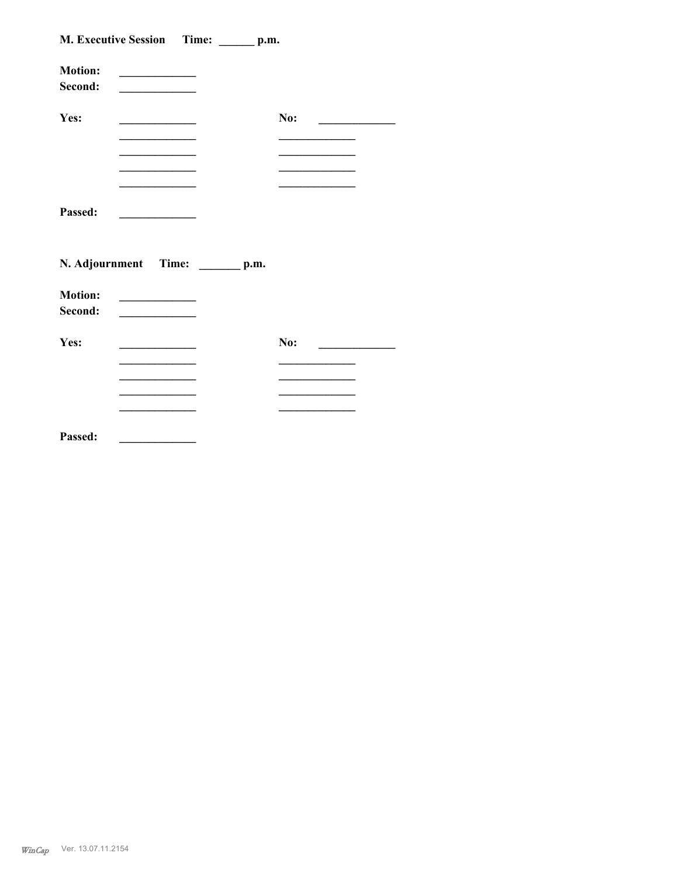**M. Executive Session     Time: ______ p.m.**

**Motion:** _____________
**Second:** _____________

**Yes:** _____________ **No:** _____________
_____________ _____________
_____________ _____________
_____________ _____________
_____________ _____________

**Passed:** _____________

**N. Adjournment     Time: _______ p.m.**

**Motion:** _____________
**Second:** _____________

**Yes:** _____________ **No:** _____________
_____________ _____________
_____________ _____________
_____________ _____________
_____________ _____________

**Passed:** _____________

*WinCap* Ver. 13.07.11.2154